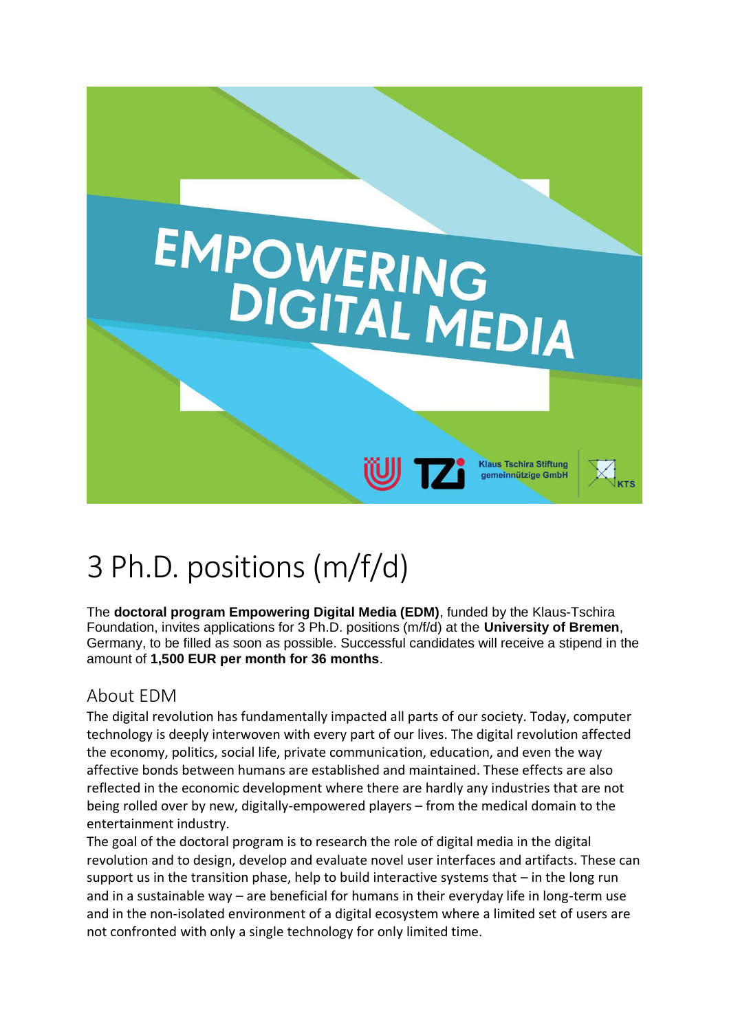# 3 Ph.D. positions (m/f/d)

The **doctoral program Empowering Digital Media (EDM)**, funded by the Klaus-Tschira Foundation, invites applications for 3 Ph.D. positions (m/f/d) at the **University of Bremen**, Germany, to be filled as soon as possible. Successful candidates will receive a stipend in the amount of **1,500 EUR per month for 36 months**.

## About EDM

The digital revolution has fundamentally impacted all parts of our society. Today, computer technology is deeply interwoven with every part of our lives. The digital revolution affected the economy, politics, social life, private communication, education, and even the way affective bonds between humans are established and maintained. These effects are also reflected in the economic development where there are hardly any industries that are not being rolled over by new, digitally-empowered players – from the medical domain to the entertainment industry.

The goal of the doctoral program is to research the role of digital media in the digital revolution and to design, develop and evaluate novel user interfaces and artifacts. These can support us in the transition phase, help to build interactive systems that – in the long run and in a sustainable way – are beneficial for humans in their everyday life in long-term use and in the non-isolated environment of a digital ecosystem where a limited set of users are not confronted with only a single technology for only limited time.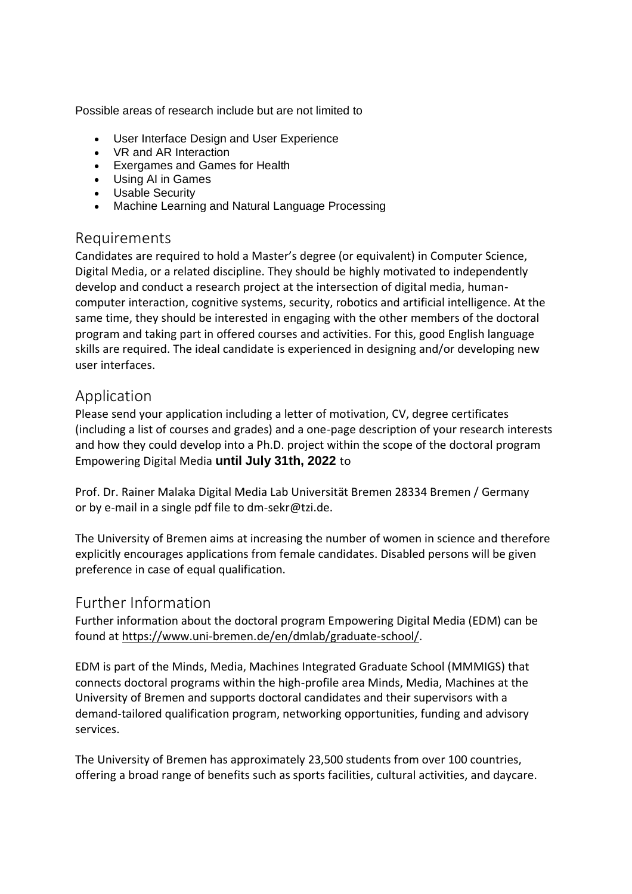Possible areas of research include but are not limited to

- User Interface Design and User Experience
- VR and AR Interaction
- Exergames and Games for Health
- Using AI in Games
- Usable Security
- Machine Learning and Natural Language Processing

## Requirements

Candidates are required to hold a Master's degree (or equivalent) in Computer Science, Digital Media, or a related discipline. They should be highly motivated to independently develop and conduct a research project at the intersection of digital media, human-computer interaction, cognitive systems, security, robotics and artificial intelligence. At the same time, they should be interested in engaging with the other members of the doctoral program and taking part in offered courses and activities. For this, good English language skills are required. The ideal candidate is experienced in designing and/or developing new user interfaces.

## Application

Please send your application including a letter of motivation, CV, degree certificates (including a list of courses and grades) and a one-page description of your research interests and how they could develop into a Ph.D. project within the scope of the doctoral program Empowering Digital Media **until July 31th, 2022** to

Prof. Dr. Rainer Malaka Digital Media Lab Universität Bremen 28334 Bremen / Germany or by e-mail in a single pdf file to dm-sekr@tzi.de.

The University of Bremen aims at increasing the number of women in science and therefore explicitly encourages applications from female candidates. Disabled persons will be given preference in case of equal qualification.

## Further Information

Further information about the doctoral program Empowering Digital Media (EDM) can be found at https://www.uni-bremen.de/en/dmlab/graduate-school/.

EDM is part of the Minds, Media, Machines Integrated Graduate School (MMMIGS) that connects doctoral programs within the high-profile area Minds, Media, Machines at the University of Bremen and supports doctoral candidates and their supervisors with a demand-tailored qualification program, networking opportunities, funding and advisory services.

The University of Bremen has approximately 23,500 students from over 100 countries, offering a broad range of benefits such as sports facilities, cultural activities, and daycare.